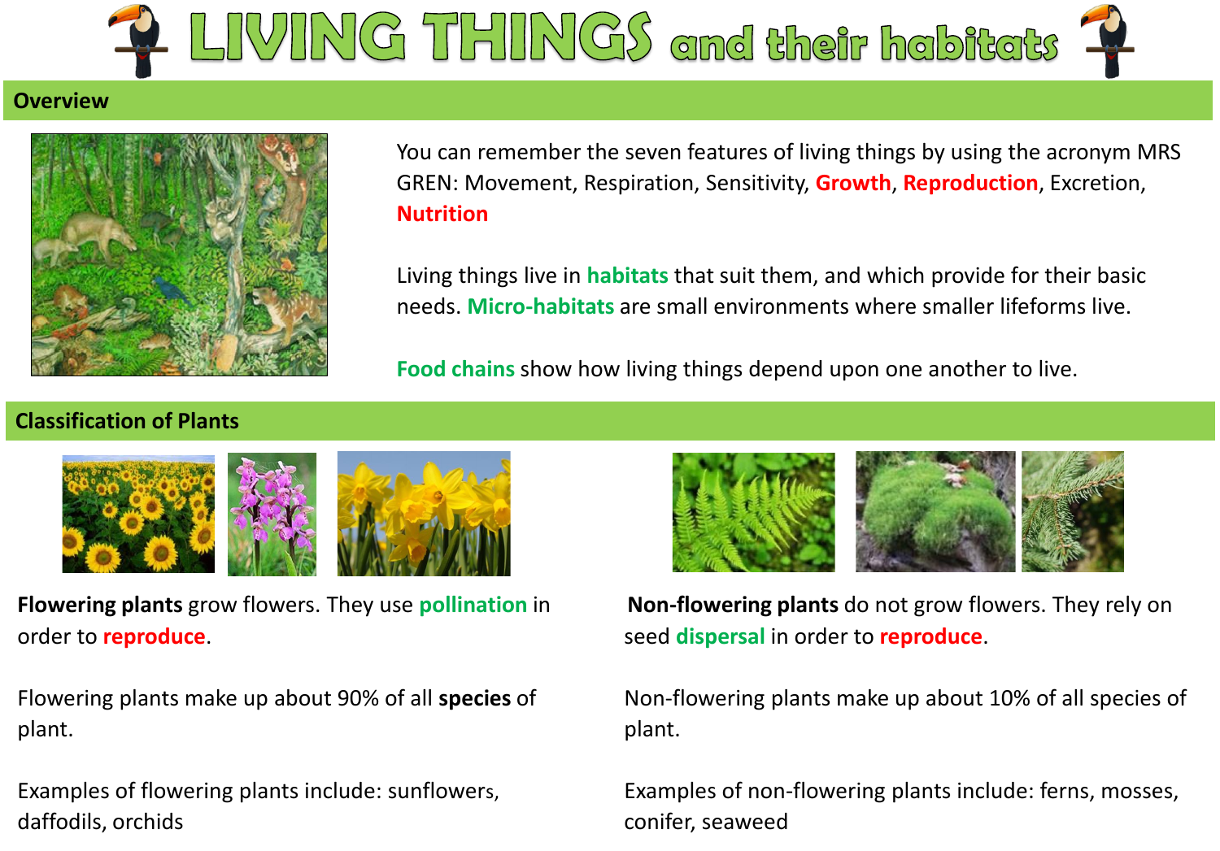# LIVING THINGS and their habitats

## Overview

You can remember the seven features of living things by using the acronym MRS GREN: Movement, Respiration, Sensitivity, **Growth**, **Reproduction**, Excretion, **Nutrition**

Living things live in **habitats** that suit them, and which provide for their basic needs. **Micro-habitats** are small environments where smaller lifeforms live.

**Food chains** show how living things depend upon one another to live.

## Classification of Plants

**Flowering plants** grow flowers. They use **pollination** in order to **reproduce**.

Flowering plants make up about 90% of all **species** of plant.

Examples of flowering plants include: sunflowers, daffodils, orchids

**Non-flowering plants** do not grow flowers. They rely on seed **dispersal** in order to **reproduce**.

Non-flowering plants make up about 10% of all species of plant.

Examples of non-flowering plants include: ferns, mosses, conifer, seaweed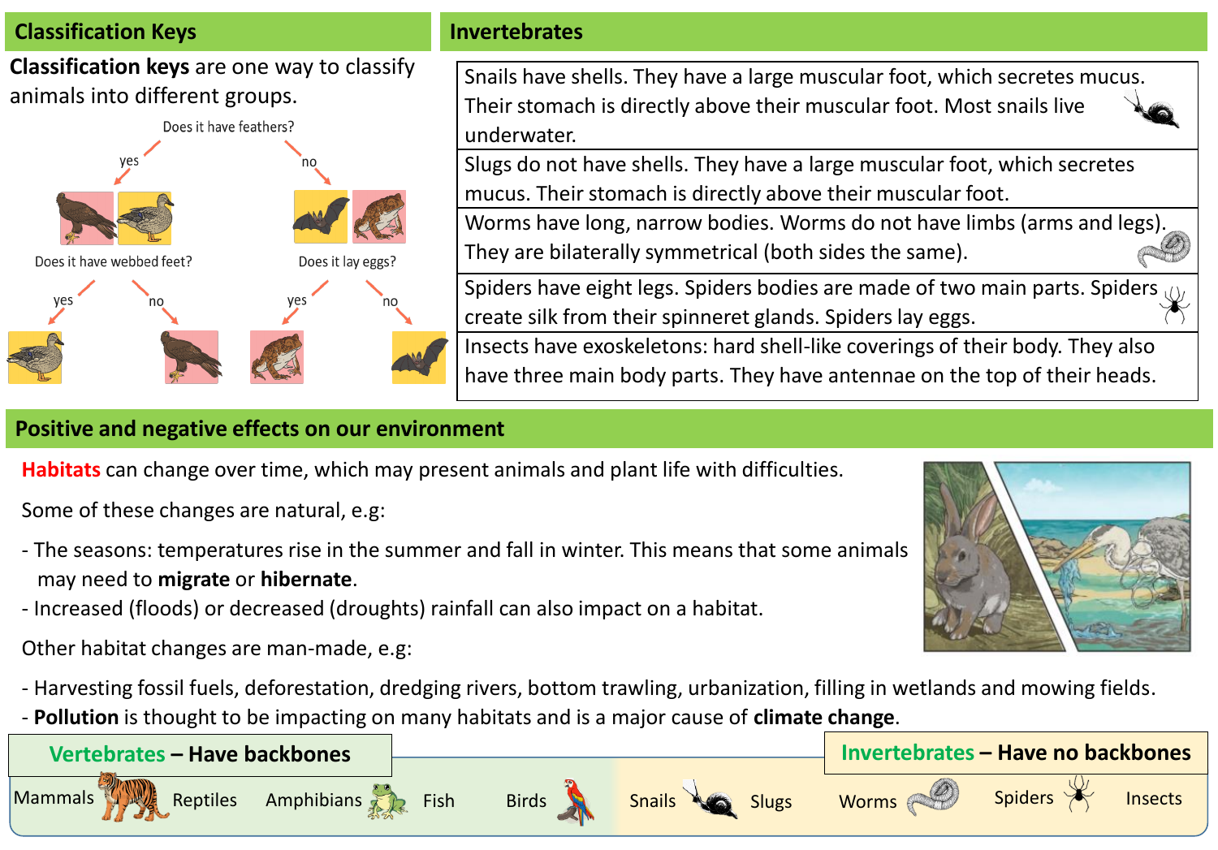## Classification Keys

**Classification keys** are one way to classify animals into different groups.

Does it have feathers?

yes

no

Does it have webbed feet?

yes

no

Does it lay eggs?

yes

no

## Invertebrates

| |
|---|
| Snails have shells. They have a large muscular foot, which secretes mucus. Their stomach is directly above their muscular foot. Most snails live underwater. |
| Slugs do not have shells. They have a large muscular foot, which secretes mucus. Their stomach is directly above their muscular foot. |
| Worms have long, narrow bodies. Worms do not have limbs (arms and legs). They are bilaterally symmetrical (both sides the same). |
| Spiders have eight legs. Spiders bodies are made of two main parts. Spiders create silk from their spinneret glands. Spiders lay eggs. |
| Insects have exoskeletons: hard shell-like coverings of their body. They also have three main body parts. They have antennae on the top of their heads. |

## Positive and negative effects on our environment

**Habitats** can change over time, which may present animals and plant life with difficulties.

Some of these changes are natural, e.g:

- The seasons: temperatures rise in the summer and fall in winter. This means that some animals may need to **migrate** or **hibernate**.
- Increased (floods) or decreased (droughts) rainfall can also impact on a habitat.

Other habitat changes are man-made, e.g:

- Harvesting fossil fuels, deforestation, dredging rivers, bottom trawling, urbanization, filling in wetlands and mowing fields.
- **Pollution** is thought to be impacting on many habitats and is a major cause of **climate change**.

**Vertebrates – Have backbones**

Mammals, Reptiles, Amphibians, Fish, Birds

**Invertebrates – Have no backbones**

Snails, Slugs, Worms, Spiders, Insects